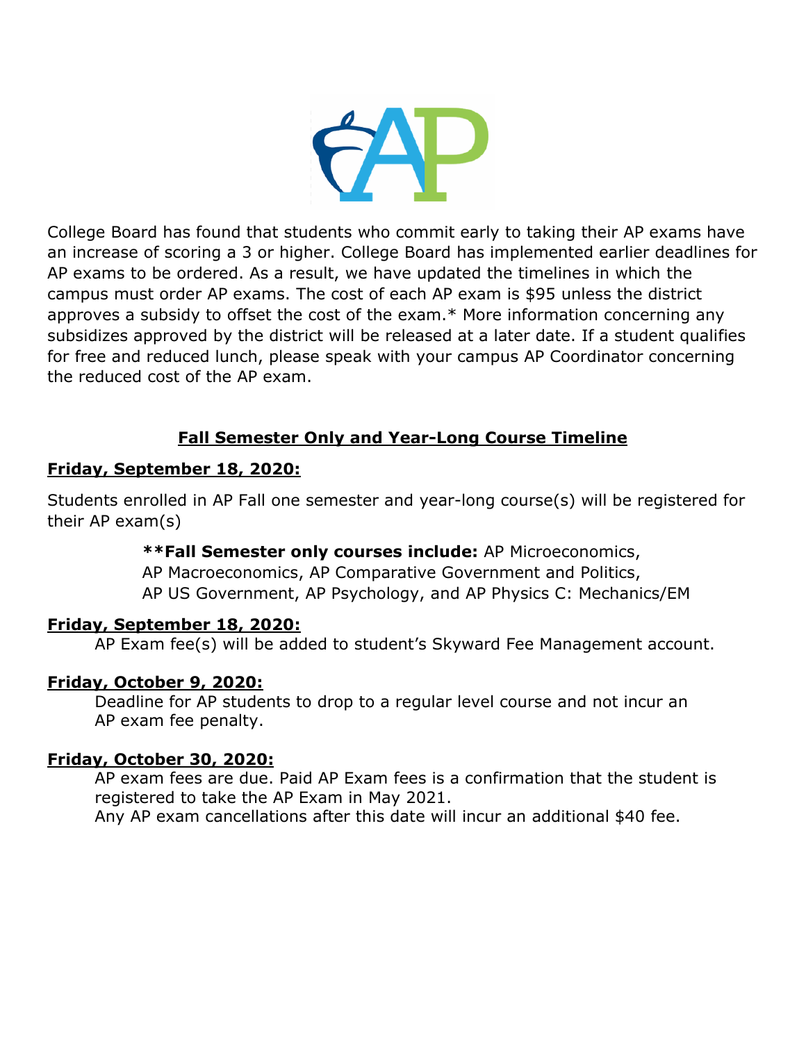College Board has found that students who commit early to taking their AP exams have an increase of scoring a 3 or higher. College Board has implemented earlier deadlines for AP exams to be ordered. As a result, we have updated the timelines in which the campus must order AP exams. The cost of each AP exam is $95 unless the district approves a subsidy to offset the cost of the exam.* More information concerning any subsidizes approved by the district will be released at a later date. If a student qualifies for free and reduced lunch, please speak with your campus AP Coordinator concerning the reduced cost of the AP exam.

## Fall Semester Only and Year-Long Course Timeline

**Friday, September 18, 2020:**

Students enrolled in AP Fall one semester and year-long course(s) will be registered for their AP exam(s)

> **\*\*Fall Semester only courses include:** AP Microeconomics, AP Macroeconomics, AP Comparative Government and Politics, AP US Government, AP Psychology, and AP Physics C: Mechanics/EM

**Friday, September 18, 2020:**

AP Exam fee(s) will be added to student's Skyward Fee Management account.

**Friday, October 9, 2020:**

Deadline for AP students to drop to a regular level course and not incur an AP exam fee penalty.

**Friday, October 30, 2020:**

AP exam fees are due. Paid AP Exam fees is a confirmation that the student is registered to take the AP Exam in May 2021.
Any AP exam cancellations after this date will incur an additional $40 fee.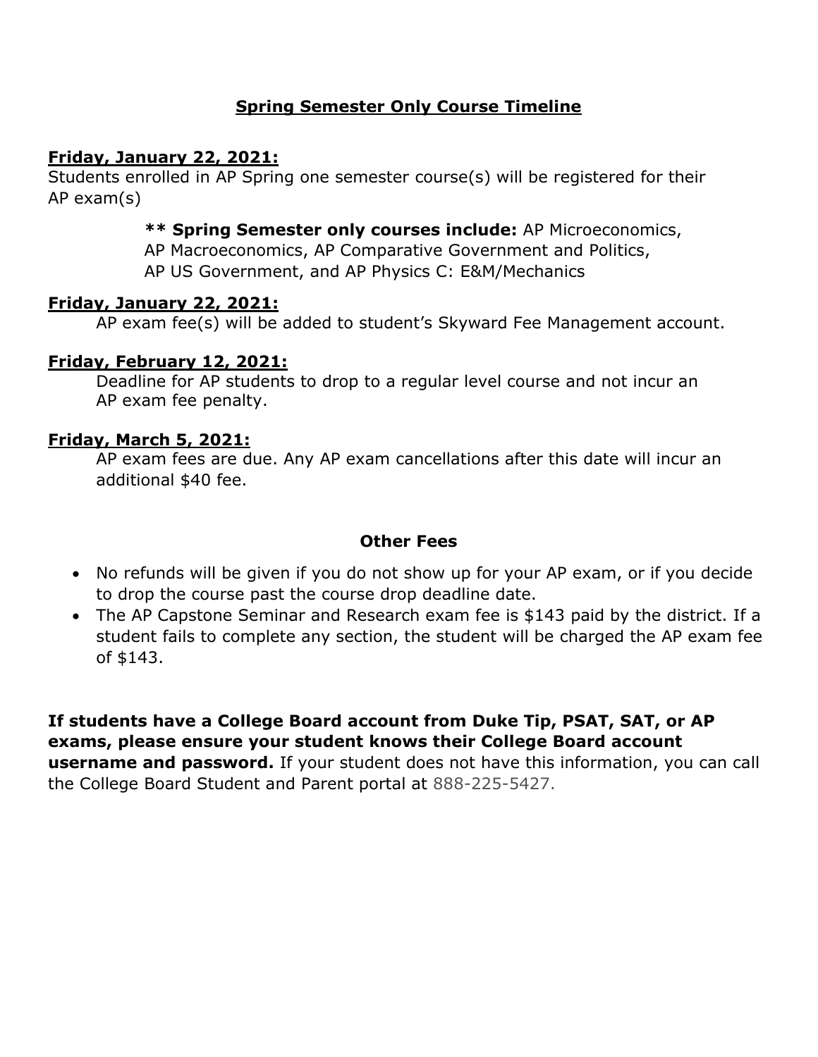## Spring Semester Only Course Timeline

**Friday, January 22, 2021:**
Students enrolled in AP Spring one semester course(s) will be registered for their AP exam(s)

> **\*\* Spring Semester only courses include:** AP Microeconomics, AP Macroeconomics, AP Comparative Government and Politics, AP US Government, and AP Physics C: E&M/Mechanics

**Friday, January 22, 2021:**
AP exam fee(s) will be added to student's Skyward Fee Management account.

**Friday, February 12, 2021:**
Deadline for AP students to drop to a regular level course and not incur an AP exam fee penalty.

**Friday, March 5, 2021:**
AP exam fees are due. Any AP exam cancellations after this date will incur an additional $40 fee.

### Other Fees

- No refunds will be given if you do not show up for your AP exam, or if you decide to drop the course past the course drop deadline date.
- The AP Capstone Seminar and Research exam fee is $143 paid by the district. If a student fails to complete any section, the student will be charged the AP exam fee of $143.

**If students have a College Board account from Duke Tip, PSAT, SAT, or AP exams, please ensure your student knows their College Board account username and password.** If your student does not have this information, you can call the College Board Student and Parent portal at 888-225-5427.